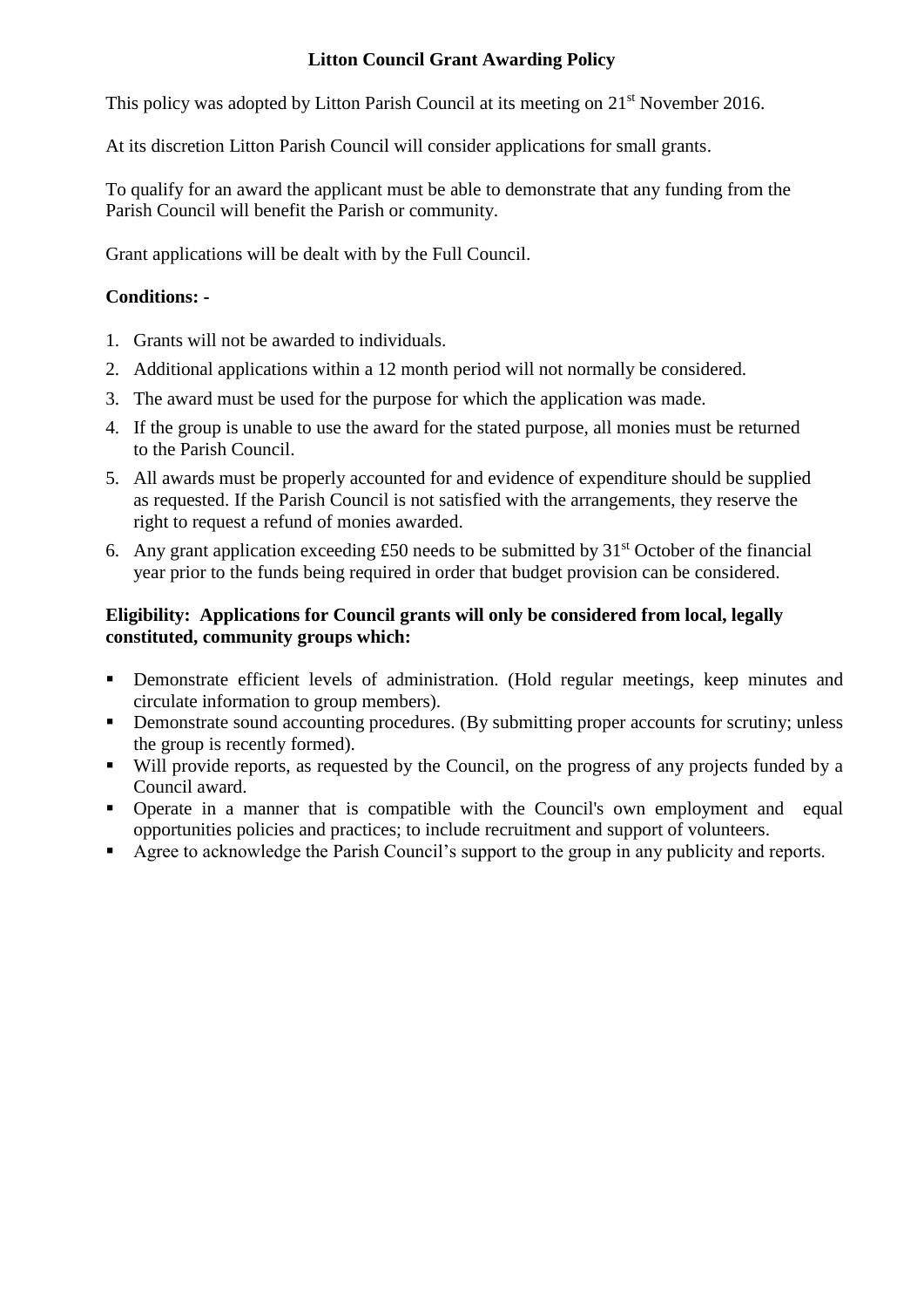# Litton Council Grant Awarding Policy

This policy was adopted by Litton Parish Council at its meeting on 21st November 2016.

At its discretion Litton Parish Council will consider applications for small grants.

To qualify for an award the applicant must be able to demonstrate that any funding from the Parish Council will benefit the Parish or community.

Grant applications will be dealt with by the Full Council.

**Conditions: -**

1. Grants will not be awarded to individuals.
2. Additional applications within a 12 month period will not normally be considered.
3. The award must be used for the purpose for which the application was made.
4. If the group is unable to use the award for the stated purpose, all monies must be returned to the Parish Council.
5. All awards must be properly accounted for and evidence of expenditure should be supplied as requested. If the Parish Council is not satisfied with the arrangements, they reserve the right to request a refund of monies awarded.
6. Any grant application exceeding £50 needs to be submitted by 31st October of the financial year prior to the funds being required in order that budget provision can be considered.

**Eligibility: Applications for Council grants will only be considered from local, legally constituted, community groups which:**

- Demonstrate efficient levels of administration. (Hold regular meetings, keep minutes and circulate information to group members).
- Demonstrate sound accounting procedures. (By submitting proper accounts for scrutiny; unless the group is recently formed).
- Will provide reports, as requested by the Council, on the progress of any projects funded by a Council award.
- Operate in a manner that is compatible with the Council's own employment and equal opportunities policies and practices; to include recruitment and support of volunteers.
- Agree to acknowledge the Parish Council's support to the group in any publicity and reports.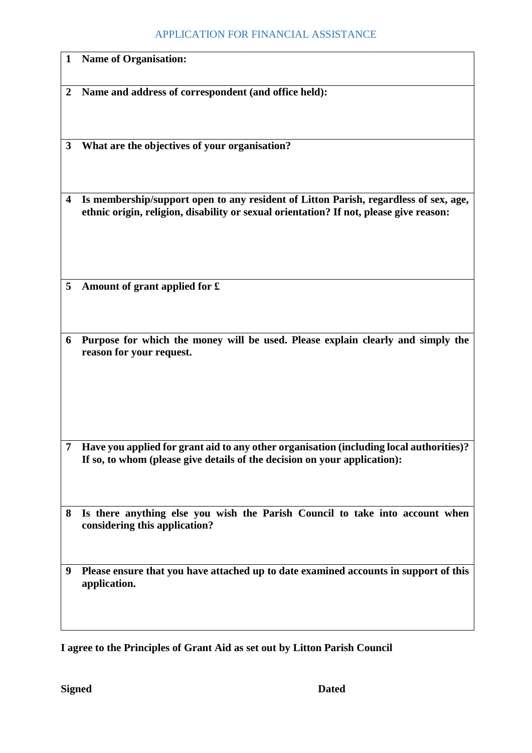# APPLICATION FOR FINANCIAL ASSISTANCE

| | |
|---|---|
| **1** | **Name of Organisation:** |
| **2** | **Name and address of correspondent (and office held):** |
| **3** | **What are the objectives of your organisation?** |
| **4** | **Is membership/support open to any resident of Litton Parish, regardless of sex, age, ethnic origin, religion, disability or sexual orientation? If not, please give reason:** |
| **5** | **Amount of grant applied for £** |
| **6** | **Purpose for which the money will be used. Please explain clearly and simply the reason for your request.** |
| **7** | **Have you applied for grant aid to any other organisation (including local authorities)? If so, to whom (please give details of the decision on your application):** |
| **8** | **Is there anything else you wish the Parish Council to take into account when considering this application?** |
| **9** | **Please ensure that you have attached up to date examined accounts in support of this application.** |

**I agree to the Principles of Grant Aid as set out by Litton Parish Council**

**Signed** **Dated**